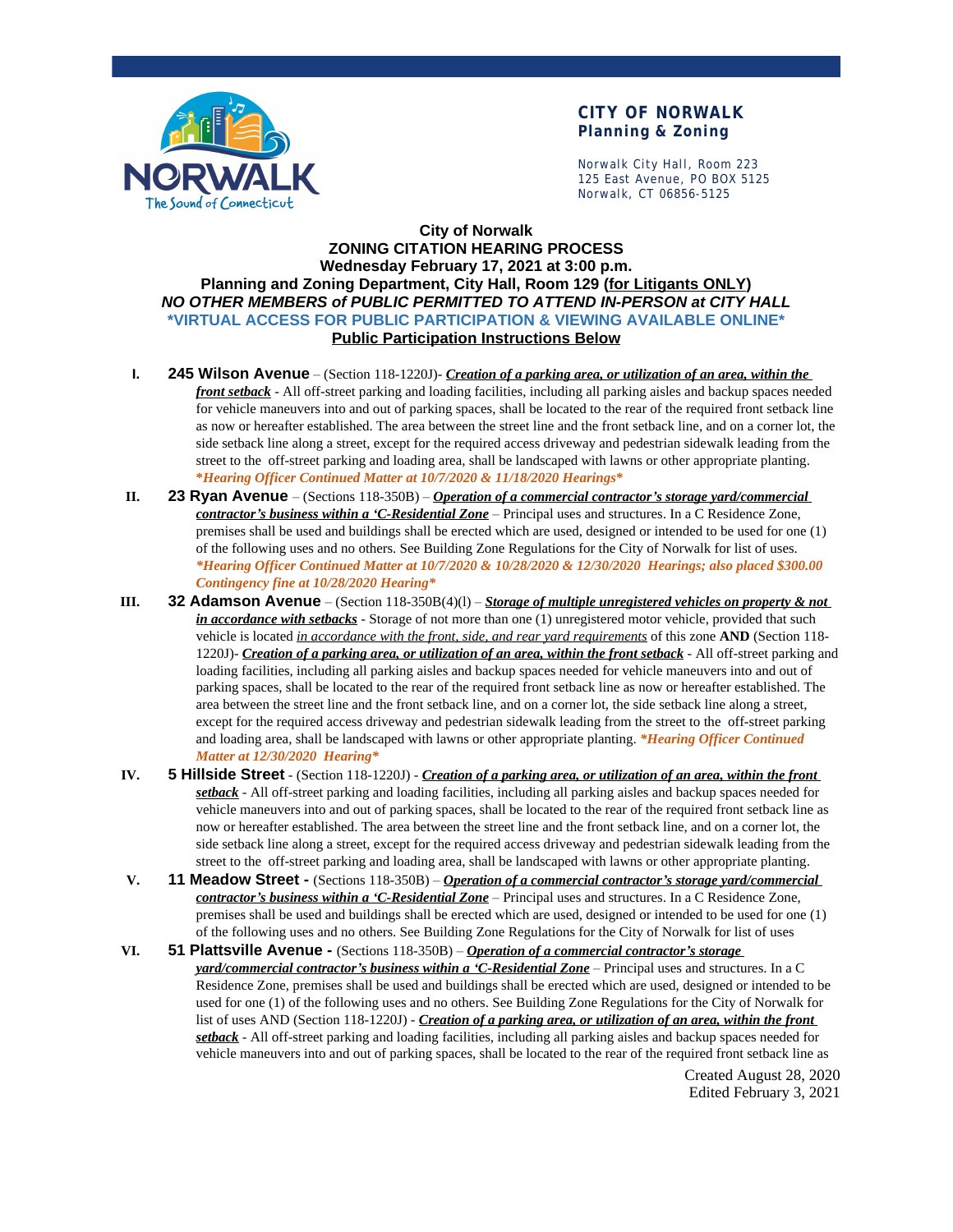**CITY OF NORWALK**
**Planning & Zoning**

Norwalk City Hall, Room 223
125 East Avenue, PO BOX 5125
Norwalk, CT 06856-5125

# City of Norwalk
## ZONING CITATION HEARING PROCESS
### Wednesday February 17, 2021 at 3:00 p.m.
### Planning and Zoning Department, City Hall, Room 129 (for Litigants ONLY)
***NO OTHER MEMBERS of PUBLIC PERMITTED TO ATTEND IN-PERSON at CITY HALL***
**\*VIRTUAL ACCESS FOR PUBLIC PARTICIPATION & VIEWING AVAILABLE ONLINE\***
**Public Participation Instructions Below**

I. **245 Wilson Avenue** – (Section 118-1220J)- ***Creation of a parking area, or utilization of an area, within the front setback*** - All off-street parking and loading facilities, including all parking aisles and backup spaces needed for vehicle maneuvers into and out of parking spaces, shall be located to the rear of the required front setback line as now or hereafter established. The area between the street line and the front setback line, and on a corner lot, the side setback line along a street, except for the required access driveway and pedestrian sidewalk leading from the street to the off-street parking and loading area, shall be landscaped with lawns or other appropriate planting. ***\*Hearing Officer Continued Matter at 10/7/2020 & 11/18/2020 Hearings\****

II. **23 Ryan Avenue** – (Sections 118-350B) – ***Operation of a commercial contractor's storage yard/commercial contractor's business within a 'C-Residential Zone*** – Principal uses and structures. In a C Residence Zone, premises shall be used and buildings shall be erected which are used, designed or intended to be used for one (1) of the following uses and no others. See Building Zone Regulations for the City of Norwalk for list of uses. ***\*Hearing Officer Continued Matter at 10/7/2020 & 10/28/2020 & 12/30/2020 Hearings; also placed $300.00 Contingency fine at 10/28/2020 Hearing\****

III. **32 Adamson Avenue** – (Section 118-350B(4)(l) – ***Storage of multiple unregistered vehicles on property & not in accordance with setbacks*** - Storage of not more than one (1) unregistered motor vehicle, provided that such vehicle is located *in accordance with the front, side, and rear yard requirements* of this zone **AND** (Section 118-1220J)- ***Creation of a parking area, or utilization of an area, within the front setback*** - All off-street parking and loading facilities, including all parking aisles and backup spaces needed for vehicle maneuvers into and out of parking spaces, shall be located to the rear of the required front setback line as now or hereafter established. The area between the street line and the front setback line, and on a corner lot, the side setback line along a street, except for the required access driveway and pedestrian sidewalk leading from the street to the off-street parking and loading area, shall be landscaped with lawns or other appropriate planting. ***\*Hearing Officer Continued Matter at 12/30/2020 Hearing\****

IV. **5 Hillside Street** - (Section 118-1220J) - ***Creation of a parking area, or utilization of an area, within the front setback*** - All off-street parking and loading facilities, including all parking aisles and backup spaces needed for vehicle maneuvers into and out of parking spaces, shall be located to the rear of the required front setback line as now or hereafter established. The area between the street line and the front setback line, and on a corner lot, the side setback line along a street, except for the required access driveway and pedestrian sidewalk leading from the street to the off-street parking and loading area, shall be landscaped with lawns or other appropriate planting.

V. **11 Meadow Street -** (Sections 118-350B) – ***Operation of a commercial contractor's storage yard/commercial contractor's business within a 'C-Residential Zone*** – Principal uses and structures. In a C Residence Zone, premises shall be used and buildings shall be erected which are used, designed or intended to be used for one (1) of the following uses and no others. See Building Zone Regulations for the City of Norwalk for list of uses

VI. **51 Plattsville Avenue -** (Sections 118-350B) – ***Operation of a commercial contractor's storage yard/commercial contractor's business within a 'C-Residential Zone*** – Principal uses and structures. In a C Residence Zone, premises shall be used and buildings shall be erected which are used, designed or intended to be used for one (1) of the following uses and no others. See Building Zone Regulations for the City of Norwalk for list of uses AND (Section 118-1220J) - ***Creation of a parking area, or utilization of an area, within the front setback*** - All off-street parking and loading facilities, including all parking aisles and backup spaces needed for vehicle maneuvers into and out of parking spaces, shall be located to the rear of the required front setback line as

Created August 28, 2020
Edited February 3, 2021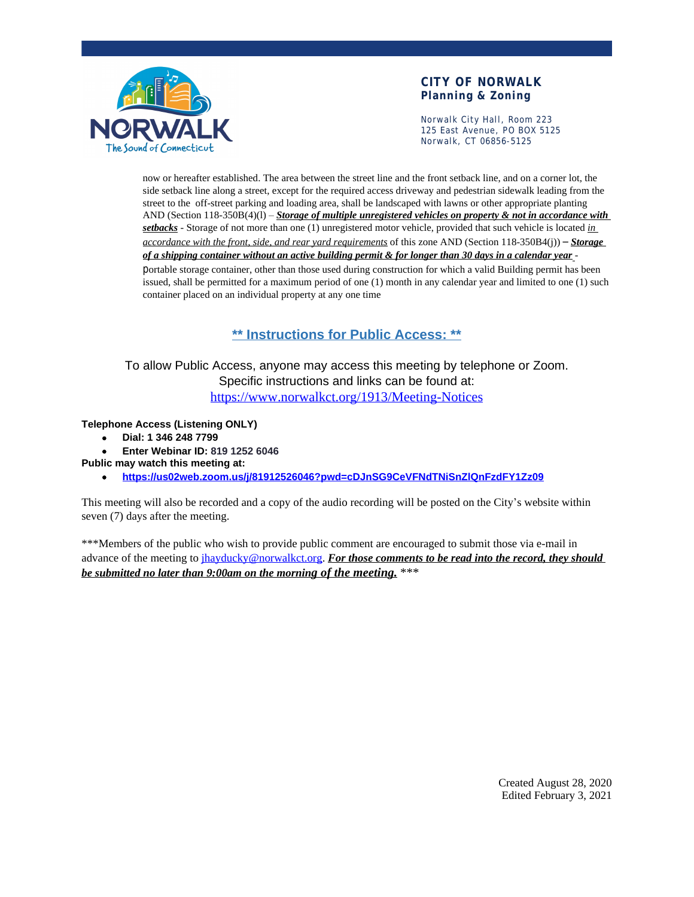**CITY OF NORWALK**
**Planning & Zoning**

Norwalk City Hall, Room 223
125 East Avenue, PO BOX 5125
Norwalk, CT 06856-5125

now or hereafter established. The area between the street line and the front setback line, and on a corner lot, the side setback line along a street, except for the required access driveway and pedestrian sidewalk leading from the street to the off-street parking and loading area, shall be landscaped with lawns or other appropriate planting AND (Section 118-350B(4)(l) – ***Storage of multiple unregistered vehicles on property & not in accordance with setbacks*** - Storage of not more than one (1) unregistered motor vehicle, provided that such vehicle is located *in accordance with the front, side, and rear yard requirements* of this zone AND (Section 118-350B4(j)) – ***Storage of a shipping container without an active building permit & for longer than 30 days in a calendar year*** - portable storage container, other than those used during construction for which a valid Building permit has been issued, shall be permitted for a maximum period of one (1) month in any calendar year and limited to one (1) such container placed on an individual property at any one time

## ** Instructions for Public Access: **

To allow Public Access, anyone may access this meeting by telephone or Zoom. Specific instructions and links can be found at: https://www.norwalkct.org/1913/Meeting-Notices

**Telephone Access (Listening ONLY)**

- **Dial: 1 346 248 7799**
- **Enter Webinar ID: 819 1252 6046**

**Public may watch this meeting at:**

- **https://us02web.zoom.us/j/81912526046?pwd=cDJnSG9CeVFNdTNiSnZlQnFzdFY1Zz09**

This meeting will also be recorded and a copy of the audio recording will be posted on the City's website within seven (7) days after the meeting.

***Members of the public who wish to provide public comment are encouraged to submit those via e-mail in advance of the meeting to jhayducky@norwalkct.org. ***For those comments to be read into the record, they should be submitted no later than 9:00am on the morning of the meeting.*** ***

Created August 28, 2020
Edited February 3, 2021